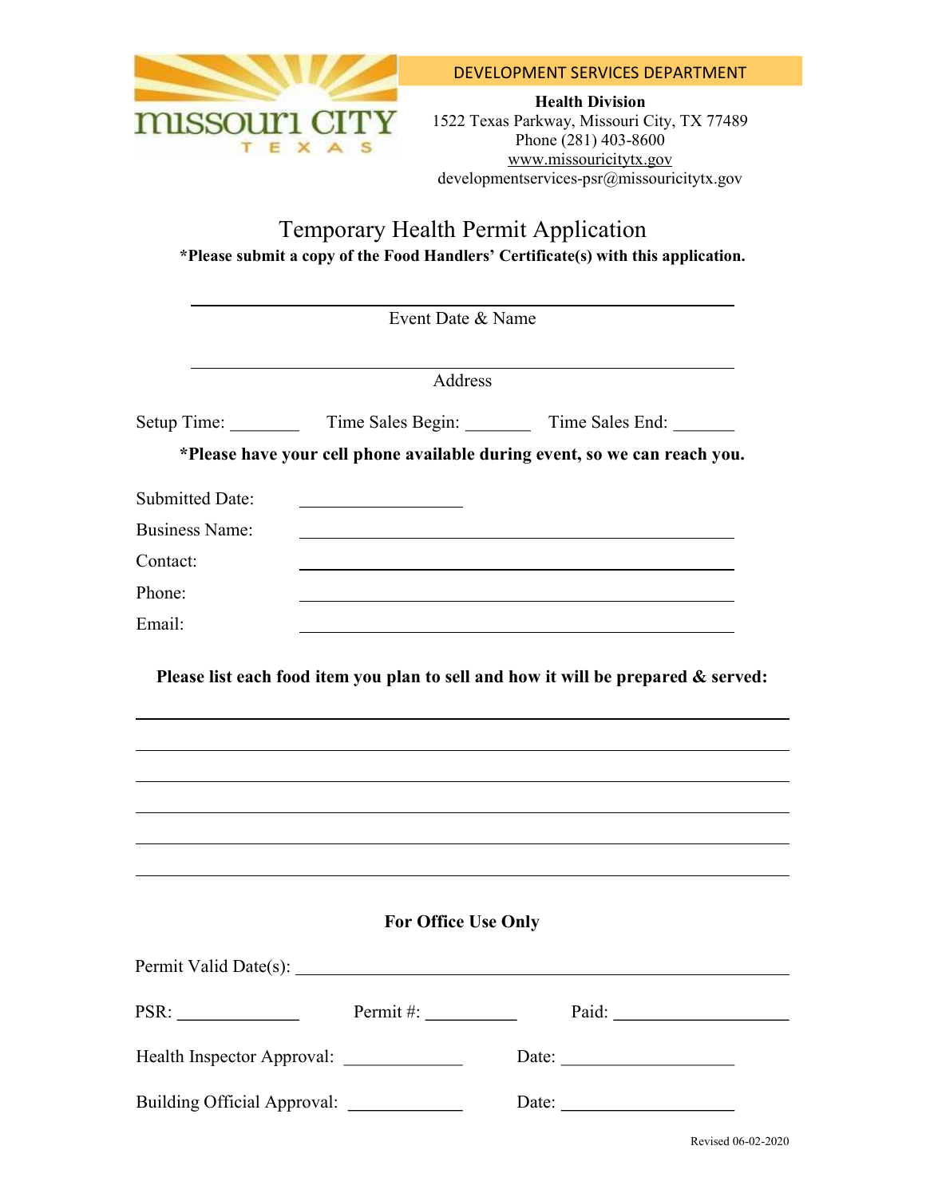DEVELOPMENT SERVICES DEPARTMENT

**Health Division**
1522 Texas Parkway, Missouri City, TX 77489
Phone (281) 403-8600
www.missouricitytx.gov
developmentservices-psr@missouricitytx.gov

# Temporary Health Permit Application

**\*Please submit a copy of the Food Handlers' Certificate(s) with this application.**

______________________________________________
Event Date & Name

______________________________________________
Address

Setup Time: ________ Time Sales Begin: _______ Time Sales End: _______

**\*Please have your cell phone available during event, so we can reach you.**

Submitted Date: __________________

Business Name: ______________________________________________

Contact: ______________________________________________

Phone: ______________________________________________

Email: ______________________________________________

**Please list each food item you plan to sell and how it will be prepared & served:**

______________________________________________________________

______________________________________________________________

______________________________________________________________

______________________________________________________________

______________________________________________________________

______________________________________________________________

**For Office Use Only**

Permit Valid Date(s): ______________________________________________

PSR: _____________ Permit #: __________ Paid: ___________________

Health Inspector Approval: _____________ Date: ___________________

Building Official Approval: _____________ Date: ___________________

Revised 06-02-2020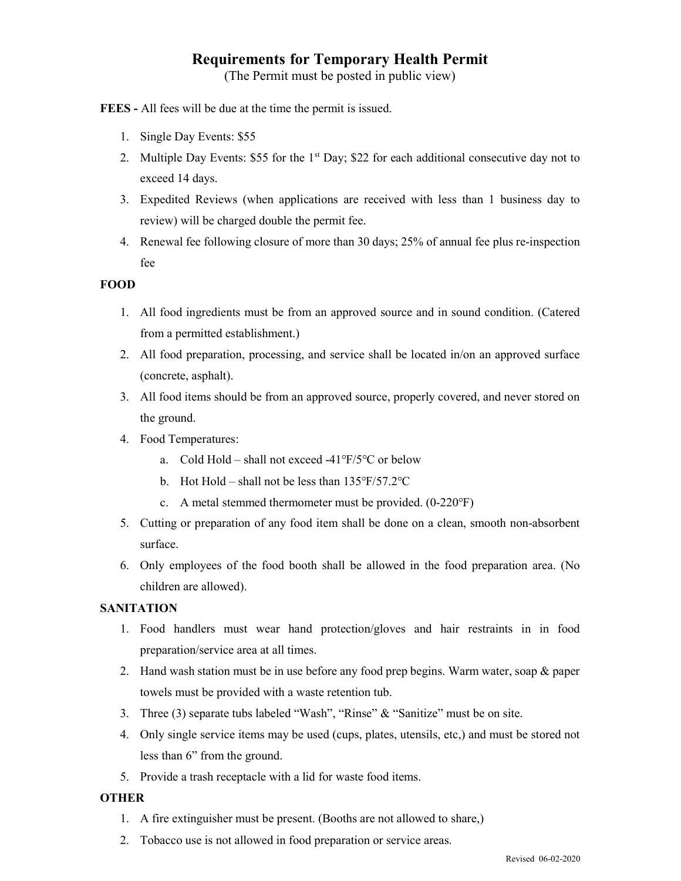# Requirements for Temporary Health Permit

(The Permit must be posted in public view)

**FEES -** All fees will be due at the time the permit is issued.

1. Single Day Events: $55
2. Multiple Day Events: $55 for the 1st Day; $22 for each additional consecutive day not to exceed 14 days.
3. Expedited Reviews (when applications are received with less than 1 business day to review) will be charged double the permit fee.
4. Renewal fee following closure of more than 30 days; 25% of annual fee plus re-inspection fee

**FOOD**

1. All food ingredients must be from an approved source and in sound condition. (Catered from a permitted establishment.)
2. All food preparation, processing, and service shall be located in/on an approved surface (concrete, asphalt).
3. All food items should be from an approved source, properly covered, and never stored on the ground.
4. Food Temperatures:
   a. Cold Hold – shall not exceed -41°F/5°C or below
   b. Hot Hold – shall not be less than 135°F/57.2°C
   c. A metal stemmed thermometer must be provided. (0-220°F)
5. Cutting or preparation of any food item shall be done on a clean, smooth non-absorbent surface.
6. Only employees of the food booth shall be allowed in the food preparation area. (No children are allowed).

**SANITATION**

1. Food handlers must wear hand protection/gloves and hair restraints in in food preparation/service area at all times.
2. Hand wash station must be in use before any food prep begins. Warm water, soap & paper towels must be provided with a waste retention tub.
3. Three (3) separate tubs labeled "Wash", "Rinse" & "Sanitize" must be on site.
4. Only single service items may be used (cups, plates, utensils, etc,) and must be stored not less than 6" from the ground.
5. Provide a trash receptacle with a lid for waste food items.

**OTHER**

1. A fire extinguisher must be present. (Booths are not allowed to share,)
2. Tobacco use is not allowed in food preparation or service areas.

Revised 06-02-2020